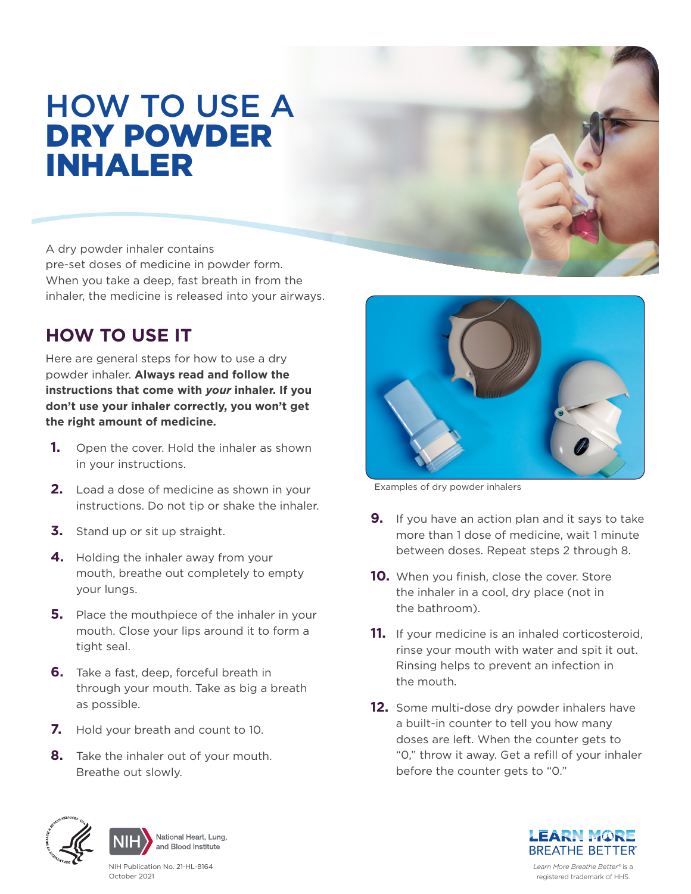# HOW TO USE A **DRY POWDER INHALER**

A dry powder inhaler contains pre-set doses of medicine in powder form. When you take a deep, fast breath in from the inhaler, the medicine is released into your airways.

## HOW TO USE IT

Here are general steps for how to use a dry powder inhaler. **Always read and follow the instructions that come with *your* inhaler. If you don't use your inhaler correctly, you won't get the right amount of medicine.**

1. Open the cover. Hold the inhaler as shown in your instructions.
2. Load a dose of medicine as shown in your instructions. Do not tip or shake the inhaler.
3. Stand up or sit up straight.
4. Holding the inhaler away from your mouth, breathe out completely to empty your lungs.
5. Place the mouthpiece of the inhaler in your mouth. Close your lips around it to form a tight seal.
6. Take a fast, deep, forceful breath in through your mouth. Take as big a breath as possible.
7. Hold your breath and count to 10.
8. Take the inhaler out of your mouth. Breathe out slowly.

Examples of dry powder inhalers

9. If you have an action plan and it says to take more than 1 dose of medicine, wait 1 minute between doses. Repeat steps 2 through 8.
10. When you finish, close the cover. Store the inhaler in a cool, dry place (not in the bathroom).
11. If your medicine is an inhaled corticosteroid, rinse your mouth with water and spit it out. Rinsing helps to prevent an infection in the mouth.
12. Some multi-dose dry powder inhalers have a built-in counter to tell you how many doses are left. When the counter gets to "0," throw it away. Get a refill of your inhaler before the counter gets to "0."

NIH National Heart, Lung, and Blood Institute

NIH Publication No. 21-HL-8164
October 2021

LEARN MORE BREATHE BETTER®

*Learn More Breathe Better®* is a registered trademark of HHS.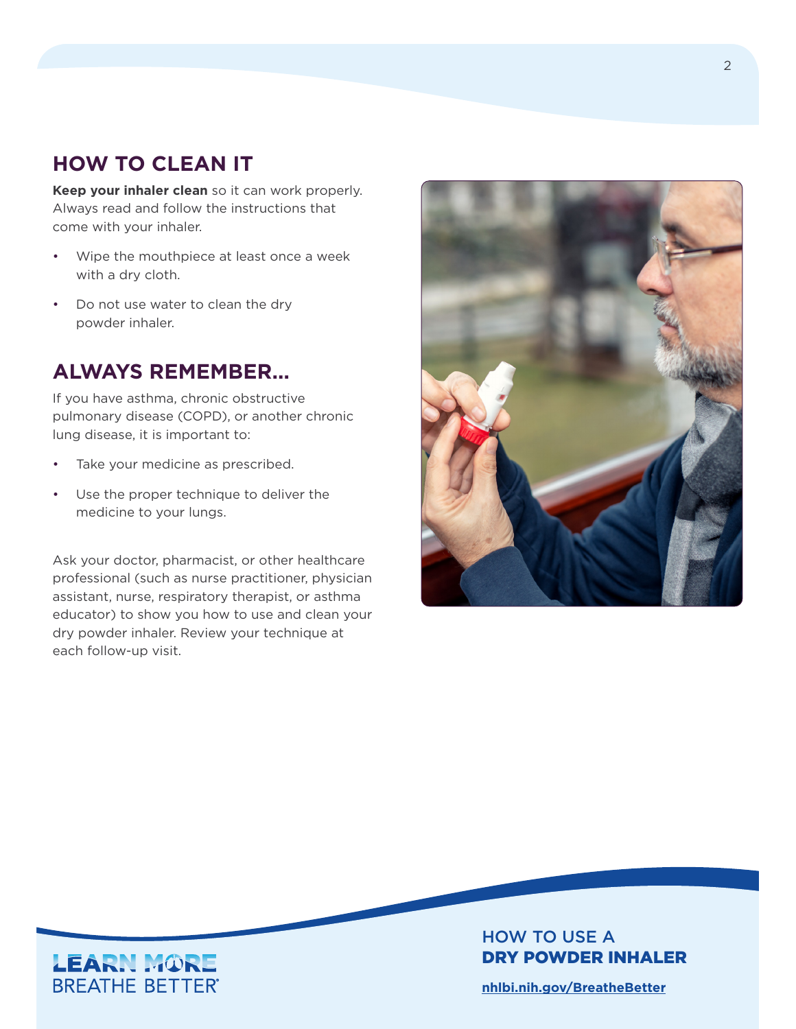## HOW TO CLEAN IT

**Keep your inhaler clean** so it can work properly. Always read and follow the instructions that come with your inhaler.

- Wipe the mouthpiece at least once a week with a dry cloth.
- Do not use water to clean the dry powder inhaler.

## ALWAYS REMEMBER...

If you have asthma, chronic obstructive pulmonary disease (COPD), or another chronic lung disease, it is important to:

- Take your medicine as prescribed.
- Use the proper technique to deliver the medicine to your lungs.

Ask your doctor, pharmacist, or other healthcare professional (such as nurse practitioner, physician assistant, nurse, respiratory therapist, or asthma educator) to show you how to use and clean your dry powder inhaler. Review your technique at each follow-up visit.

LEARN MORE BREATHE BETTER®

HOW TO USE A **DRY POWDER INHALER**

**nhlbi.nih.gov/BreatheBetter**